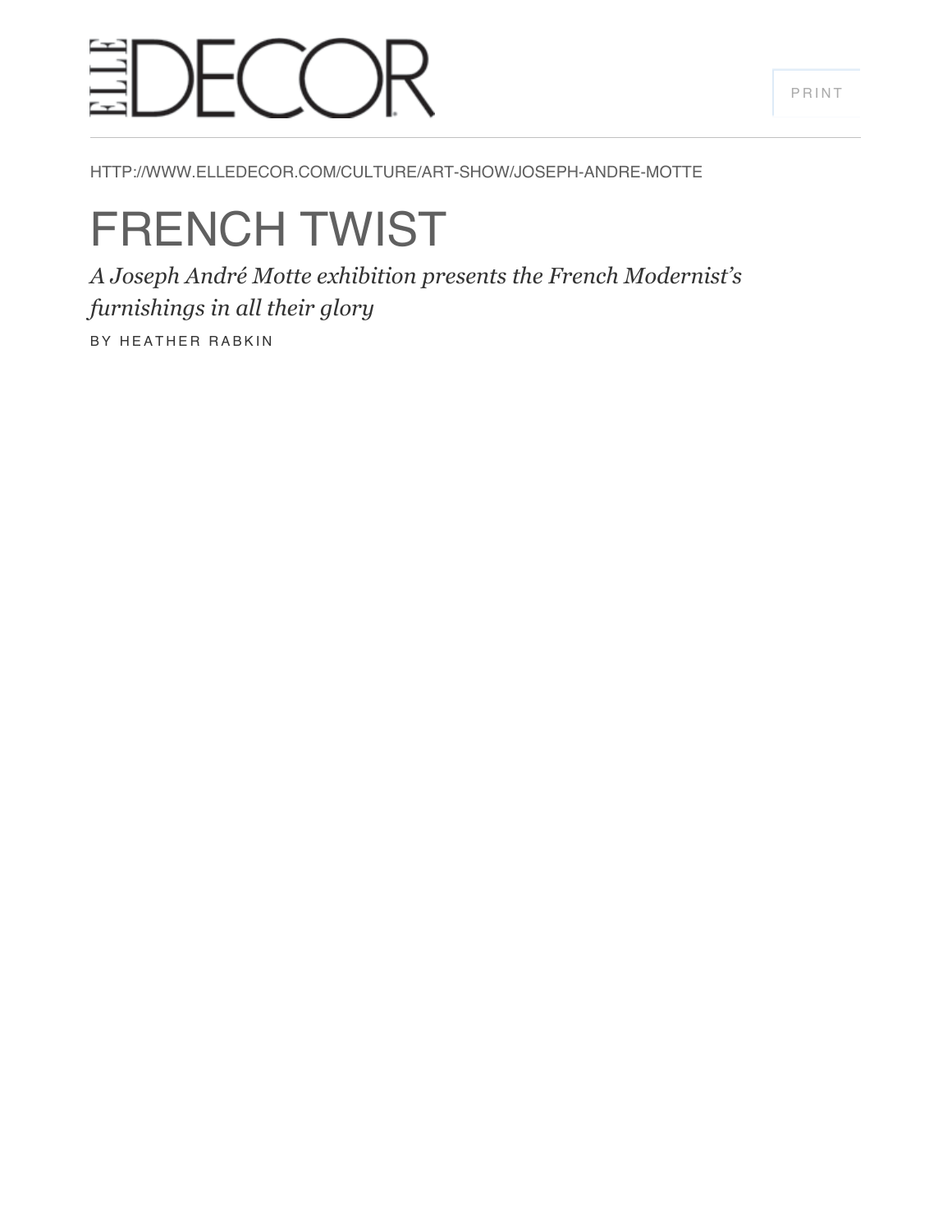ELLE DECOR

HTTP://WWW.ELLEDECOR.COM/CULTURE/ART-SHOW/JOSEPH-ANDRE-MOTTE

# FRENCH TWIST

*A Joseph André Motte exhibition presents the French Modernist's furnishings in all their glory*

BY HEATHER RABKIN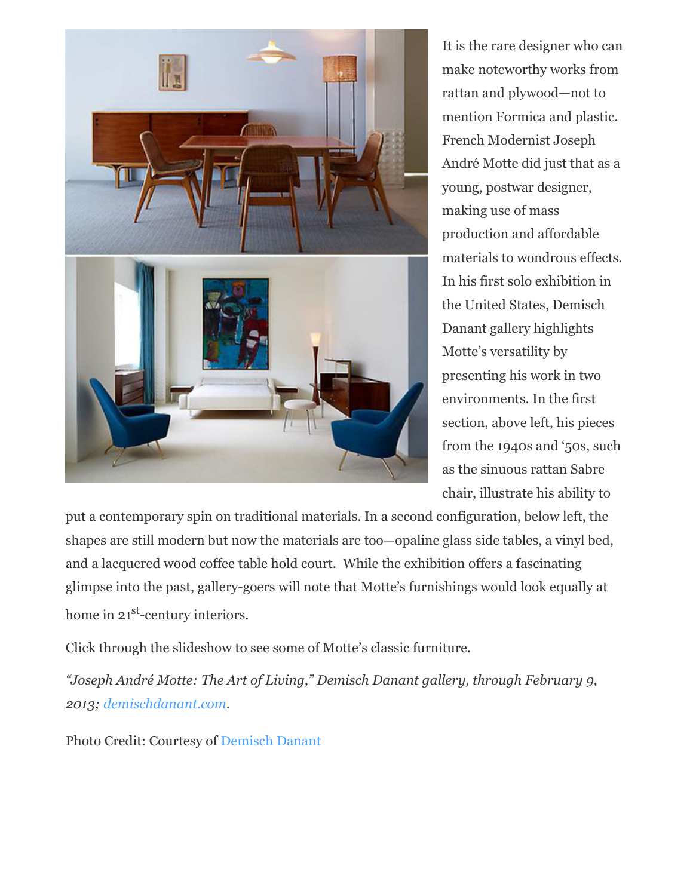It is the rare designer who can make noteworthy works from rattan and plywood—not to mention Formica and plastic. French Modernist Joseph André Motte did just that as a young, postwar designer, making use of mass production and affordable materials to wondrous effects. In his first solo exhibition in the United States, Demisch Danant gallery highlights Motte's versatility by presenting his work in two environments. In the first section, above left, his pieces from the 1940s and '50s, such as the sinuous rattan Sabre chair, illustrate his ability to put a contemporary spin on traditional materials. In a second configuration, below left, the shapes are still modern but now the materials are too—opaline glass side tables, a vinyl bed, and a lacquered wood coffee table hold court.  While the exhibition offers a fascinating glimpse into the past, gallery-goers will note that Motte's furnishings would look equally at home in 21st-century interiors.

Click through the slideshow to see some of Motte's classic furniture.

*"Joseph André Motte: The Art of Living," Demisch Danant gallery, through February 9, 2013; demischdanant.com.*

Photo Credit: Courtesy of Demisch Danant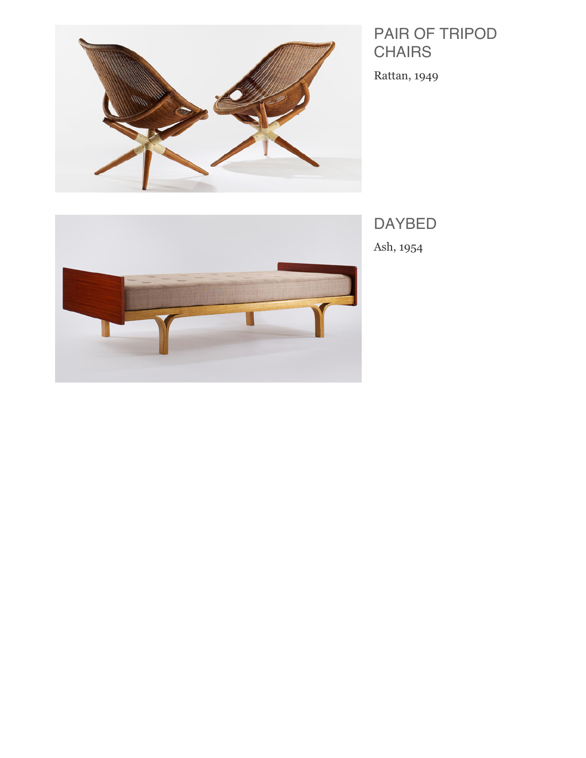## PAIR OF TRIPOD CHAIRS

Rattan, 1949

## DAYBED

Ash, 1954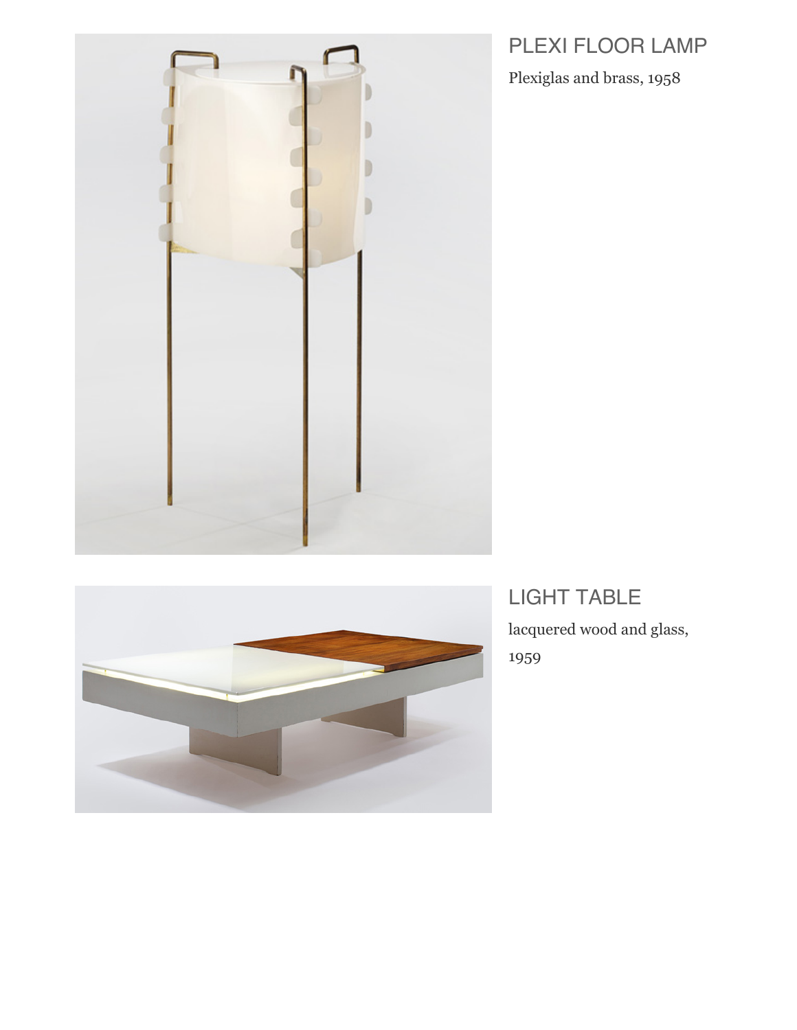## PLEXI FLOOR LAMP

Plexiglas and brass, 1958

## LIGHT TABLE

lacquered wood and glass,
1959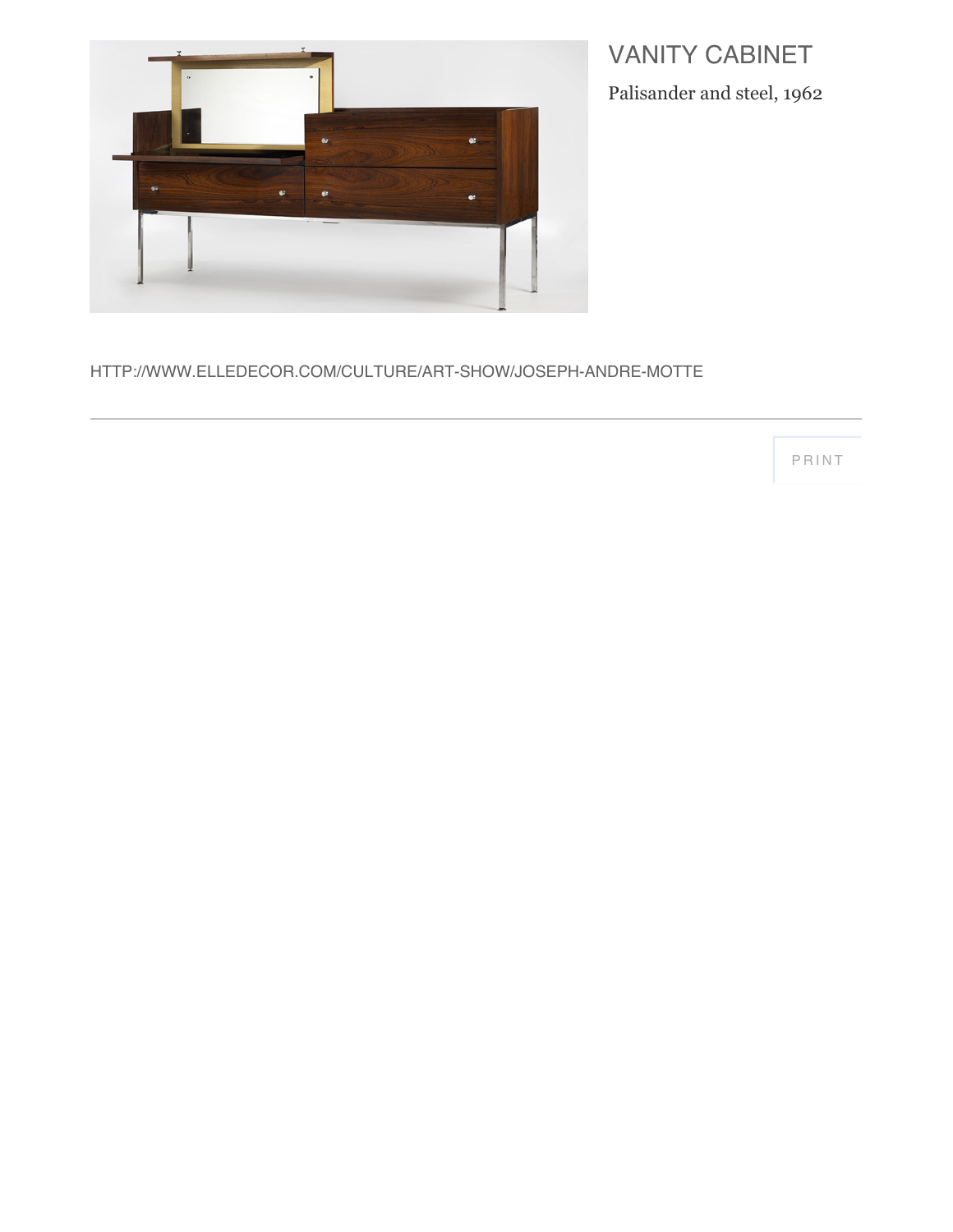## VANITY CABINET

Palisander and steel, 1962

HTTP://WWW.ELLEDECOR.COM/CULTURE/ART-SHOW/JOSEPH-ANDRE-MOTTE

PRINT